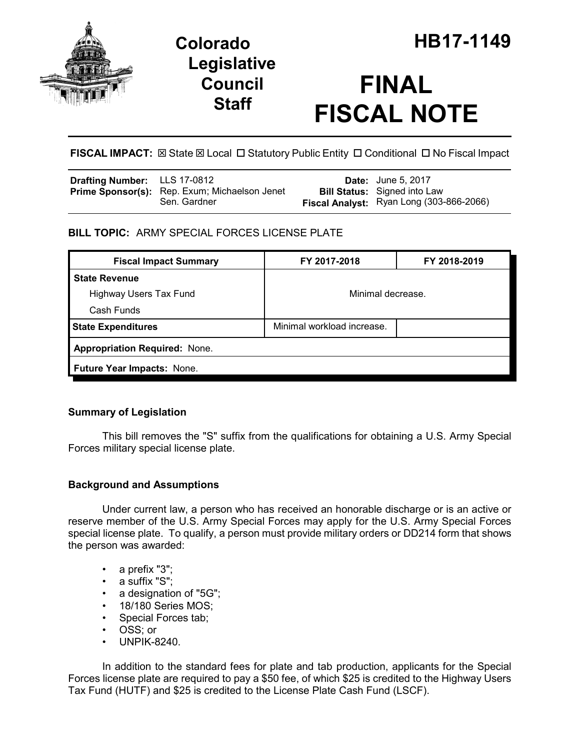# Colorado Legislative Council Staff

# HB17-1149

# FINAL FISCAL NOTE

**FISCAL IMPACT:** ☒ State ☒ Local ☐ Statutory Public Entity ☐ Conditional ☐ No Fiscal Impact

| | | | |
|---|---|---|---|
| **Drafting Number:** | LLS 17-0812 | **Date:** | June 5, 2017 |
| **Prime Sponsor(s):** | Rep. Exum; Michaelson Jenet<br>Sen. Gardner | **Bill Status:** | Signed into Law |
| | | **Fiscal Analyst:** | Ryan Long (303-866-2066) |

**BILL TOPIC:** ARMY SPECIAL FORCES LICENSE PLATE

| Fiscal Impact Summary | FY 2017-2018 | FY 2018-2019 |
|---|---|---|
| **State Revenue** | Minimal decrease. | |
| Highway Users Tax Fund | | |
| Cash Funds | | |
| **State Expenditures** | Minimal workload increase. | |
| **Appropriation Required:** None. | | |
| **Future Year Impacts:** None. | | |

### Summary of Legislation

This bill removes the "S" suffix from the qualifications for obtaining a U.S. Army Special Forces military special license plate.

### Background and Assumptions

Under current law, a person who has received an honorable discharge or is an active or reserve member of the U.S. Army Special Forces may apply for the U.S. Army Special Forces special license plate. To qualify, a person must provide military orders or DD214 form that shows the person was awarded:

- a prefix "3";
- a suffix "S";
- a designation of "5G";
- 18/180 Series MOS;
- Special Forces tab;
- OSS; or
- UNPIK-8240.

In addition to the standard fees for plate and tab production, applicants for the Special Forces license plate are required to pay a $50 fee, of which $25 is credited to the Highway Users Tax Fund (HUTF) and $25 is credited to the License Plate Cash Fund (LSCF).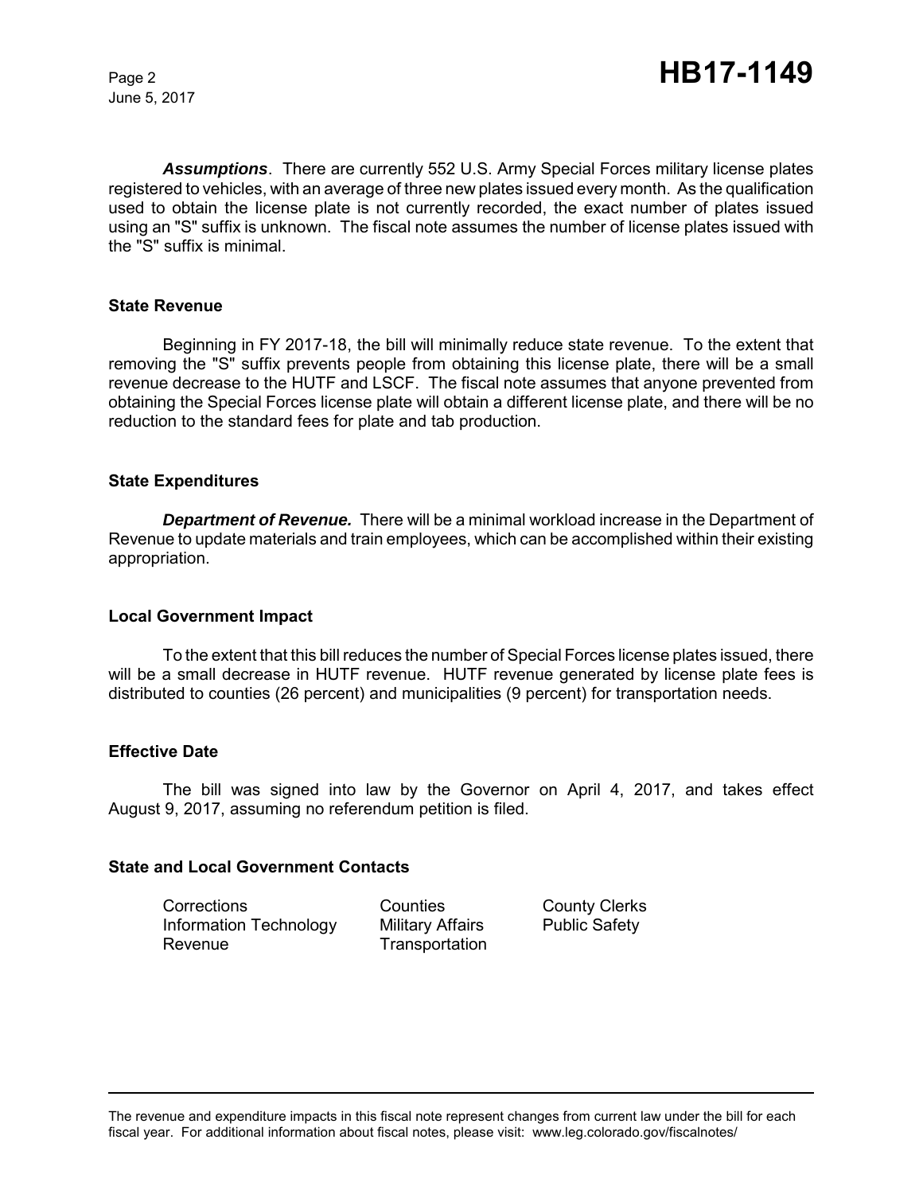***Assumptions***. There are currently 552 U.S. Army Special Forces military license plates registered to vehicles, with an average of three new plates issued every month. As the qualification used to obtain the license plate is not currently recorded, the exact number of plates issued using an "S" suffix is unknown. The fiscal note assumes the number of license plates issued with the "S" suffix is minimal.

### State Revenue

Beginning in FY 2017-18, the bill will minimally reduce state revenue. To the extent that removing the "S" suffix prevents people from obtaining this license plate, there will be a small revenue decrease to the HUTF and LSCF. The fiscal note assumes that anyone prevented from obtaining the Special Forces license plate will obtain a different license plate, and there will be no reduction to the standard fees for plate and tab production.

### State Expenditures

***Department of Revenue.*** There will be a minimal workload increase in the Department of Revenue to update materials and train employees, which can be accomplished within their existing appropriation.

### Local Government Impact

To the extent that this bill reduces the number of Special Forces license plates issued, there will be a small decrease in HUTF revenue. HUTF revenue generated by license plate fees is distributed to counties (26 percent) and municipalities (9 percent) for transportation needs.

### Effective Date

The bill was signed into law by the Governor on April 4, 2017, and takes effect August 9, 2017, assuming no referendum petition is filed.

### State and Local Government Contacts

| | | |
|---|---|---|
| Corrections | Counties | County Clerks |
| Information Technology | Military Affairs | Public Safety |
| Revenue | Transportation | |

The revenue and expenditure impacts in this fiscal note represent changes from current law under the bill for each fiscal year. For additional information about fiscal notes, please visit: www.leg.colorado.gov/fiscalnotes/